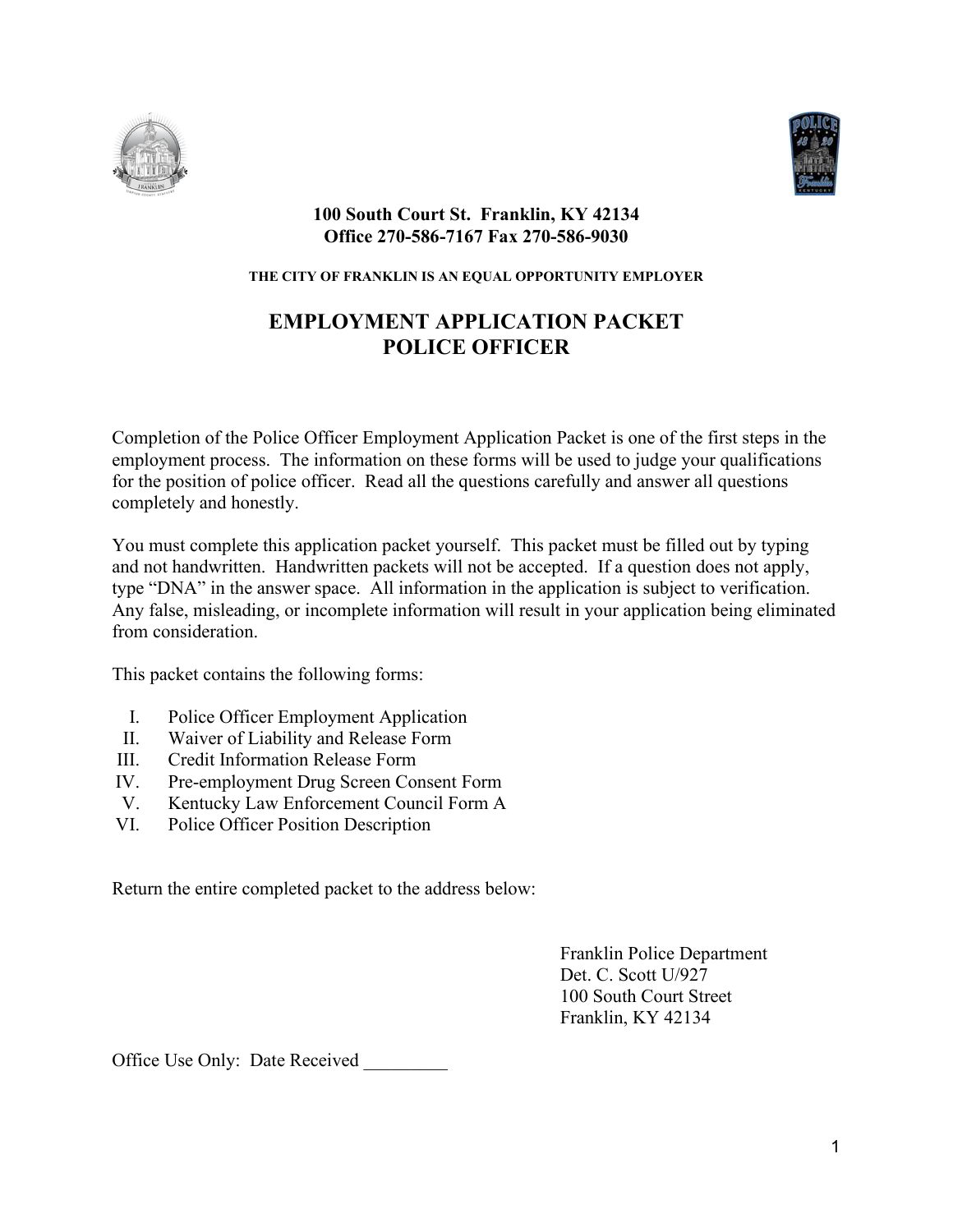**100 South Court St. Franklin, KY 42134**
**Office 270-586-7167 Fax 270-586-9030**

**THE CITY OF FRANKLIN IS AN EQUAL OPPORTUNITY EMPLOYER**

# EMPLOYMENT APPLICATION PACKET
# POLICE OFFICER

Completion of the Police Officer Employment Application Packet is one of the first steps in the employment process. The information on these forms will be used to judge your qualifications for the position of police officer. Read all the questions carefully and answer all questions completely and honestly.

You must complete this application packet yourself. This packet must be filled out by typing and not handwritten. Handwritten packets will not be accepted. If a question does not apply, type "DNA" in the answer space. All information in the application is subject to verification. Any false, misleading, or incomplete information will result in your application being eliminated from consideration.

This packet contains the following forms:

I. Police Officer Employment Application
II. Waiver of Liability and Release Form
III. Credit Information Release Form
IV. Pre-employment Drug Screen Consent Form
V. Kentucky Law Enforcement Council Form A
VI. Police Officer Position Description

Return the entire completed packet to the address below:

Franklin Police Department
Det. C. Scott U/927
100 South Court Street
Franklin, KY 42134

Office Use Only: Date Received _________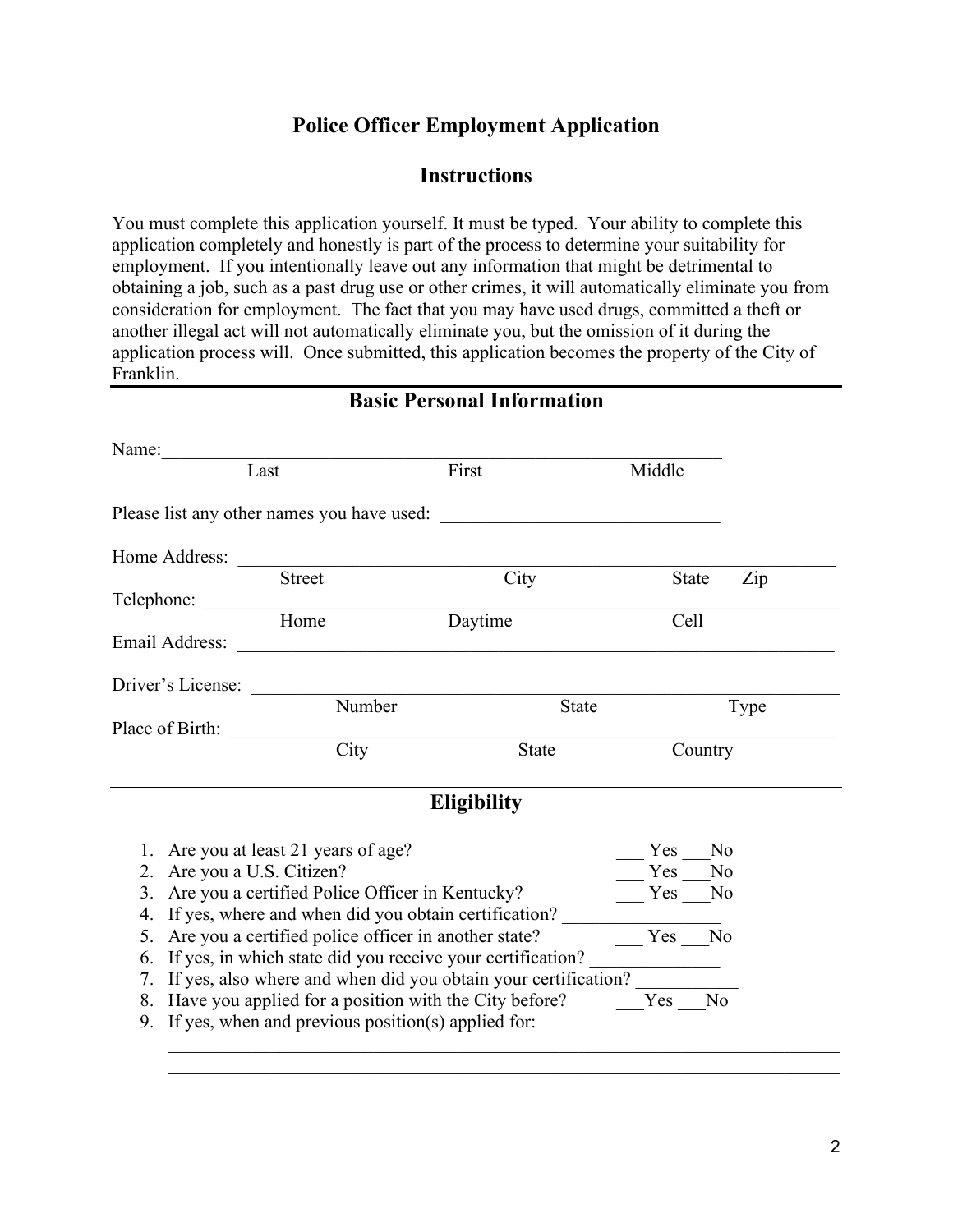# Police Officer Employment Application

## Instructions

You must complete this application yourself. It must be typed. Your ability to complete this application completely and honestly is part of the process to determine your suitability for employment. If you intentionally leave out any information that might be detrimental to obtaining a job, such as a past drug use or other crimes, it will automatically eliminate you from consideration for employment. The fact that you may have used drugs, committed a theft or another illegal act will not automatically eliminate you, but the omission of it during the application process will. Once submitted, this application becomes the property of the City of Franklin.

## Basic Personal Information

Name: ______________________________________________________________
Last First Middle

Please list any other names you have used: ______________________________

Home Address: ______________________________________________________________
Street City State Zip

Telephone: ______________________________________________________________
Home Daytime Cell

Email Address: ______________________________________________________________

Driver's License: ______________________________________________________________
Number State Type

Place of Birth: ______________________________________________________________
City State Country

## Eligibility

1. Are you at least 21 years of age? ___ Yes ___No
2. Are you a U.S. Citizen? ___ Yes ___No
3. Are you a certified Police Officer in Kentucky? ___ Yes ___No
4. If yes, where and when did you obtain certification? _________________
5. Are you a certified police officer in another state? ___ Yes ___No
6. If yes, in which state did you receive your certification? ______________
7. If yes, also where and when did you obtain your certification? ___________
8. Have you applied for a position with the City before? ___Yes ___No
9. If yes, when and previous position(s) applied for:

   ______________________________________________________________

   ______________________________________________________________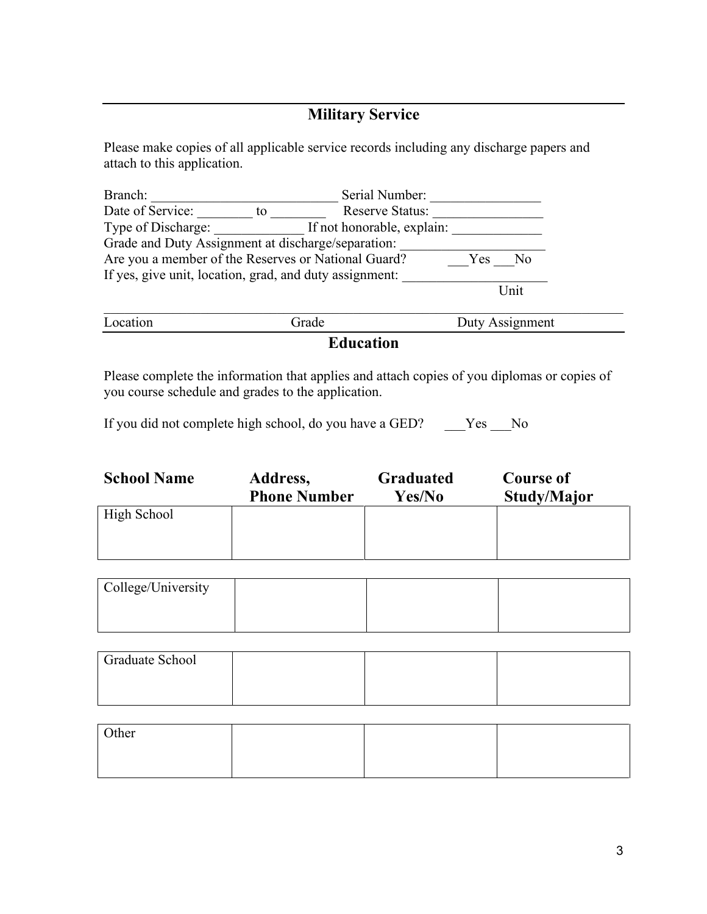## Military Service

Please make copies of all applicable service records including any discharge papers and attach to this application.

Branch: ___________________________ Serial Number: ________________

Date of Service: ________ to ________ Reserve Status: ________________

Type of Discharge: _____________ If not honorable, explain: _____________

Grade and Duty Assignment at discharge/separation: ______________________

Are you a member of the Reserves or National Guard? ___Yes ___No

If yes, give unit, location, grad, and duty assignment: _____________________

Unit

_______________________________________________________________

Location | Grade | Duty Assignment

## Education

Please complete the information that applies and attach copies of you diplomas or copies of you course schedule and grades to the application.

If you did not complete high school, do you have a GED? ___Yes ___No

| School Name | Address, Phone Number | Graduated Yes/No | Course of Study/Major |
|---|---|---|---|
| High School | | | |
| College/University | | | |
| Graduate School | | | |
| Other | | | |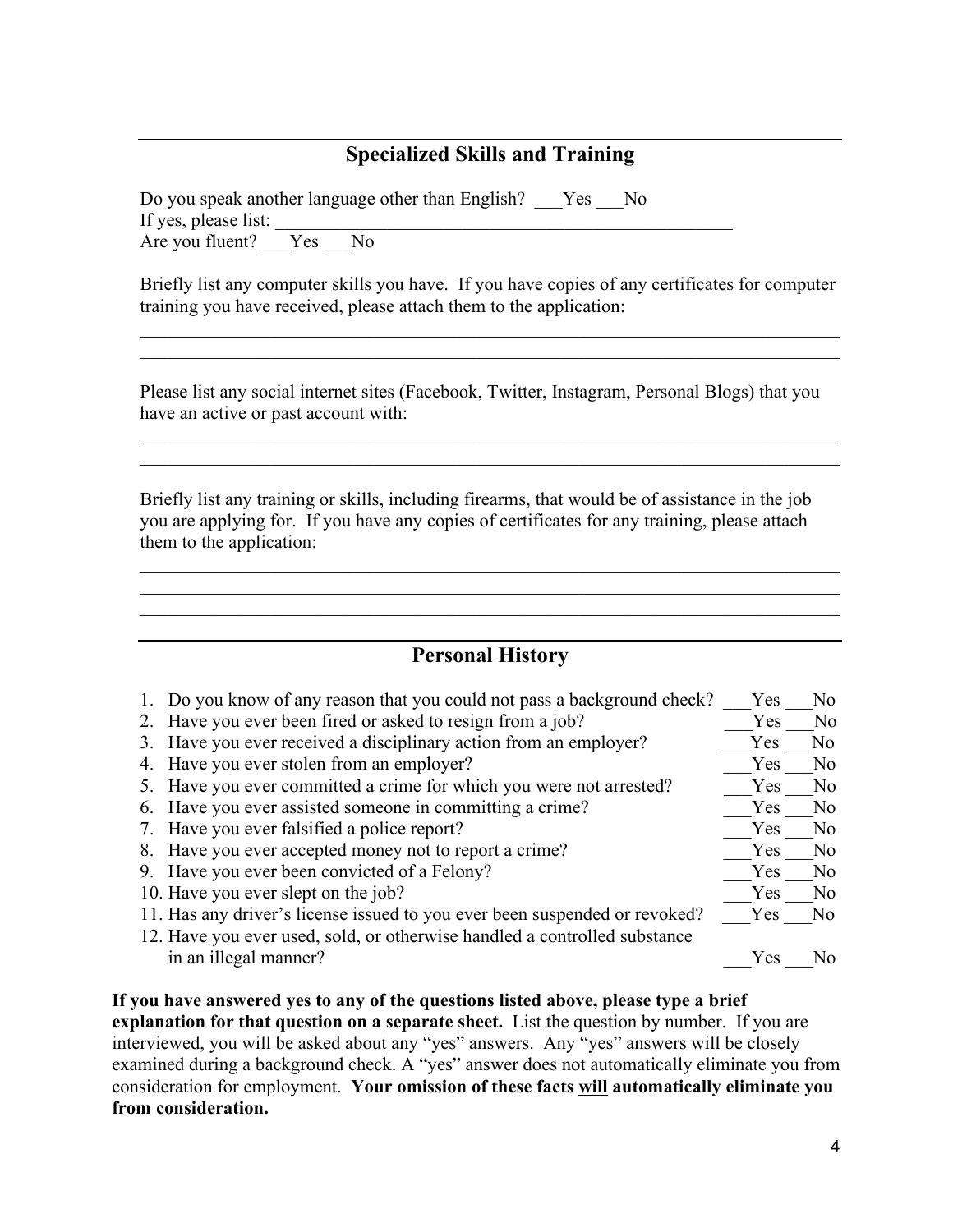## Specialized Skills and Training

Do you speak another language other than English? ___Yes ___No
If yes, please list: ___________________________________________________
Are you fluent? ___Yes ___No

Briefly list any computer skills you have. If you have copies of any certificates for computer training you have received, please attach them to the application:

_______________________________________________________________________________
_______________________________________________________________________________

Please list any social internet sites (Facebook, Twitter, Instagram, Personal Blogs) that you have an active or past account with:

_______________________________________________________________________________
_______________________________________________________________________________

Briefly list any training or skills, including firearms, that would be of assistance in the job you are applying for. If you have any copies of certificates for any training, please attach them to the application:

_______________________________________________________________________________
_______________________________________________________________________________
_______________________________________________________________________________

## Personal History

1. Do you know of any reason that you could not pass a background check? ___Yes ___No
2. Have you ever been fired or asked to resign from a job? ___Yes ___No
3. Have you ever received a disciplinary action from an employer? ___Yes ___No
4. Have you ever stolen from an employer? ___Yes ___No
5. Have you ever committed a crime for which you were not arrested? ___Yes ___No
6. Have you ever assisted someone in committing a crime? ___Yes ___No
7. Have you ever falsified a police report? ___Yes ___No
8. Have you ever accepted money not to report a crime? ___Yes ___No
9. Have you ever been convicted of a Felony? ___Yes ___No
10. Have you ever slept on the job? ___Yes ___No
11. Has any driver's license issued to you ever been suspended or revoked? ___Yes ___No
12. Have you ever used, sold, or otherwise handled a controlled substance in an illegal manner? ___Yes ___No

**If you have answered yes to any of the questions listed above, please type a brief explanation for that question on a separate sheet.** List the question by number. If you are interviewed, you will be asked about any "yes" answers. Any "yes" answers will be closely examined during a background check. A "yes" answer does not automatically eliminate you from consideration for employment. **Your omission of these facts <u>will</u> automatically eliminate you from consideration.**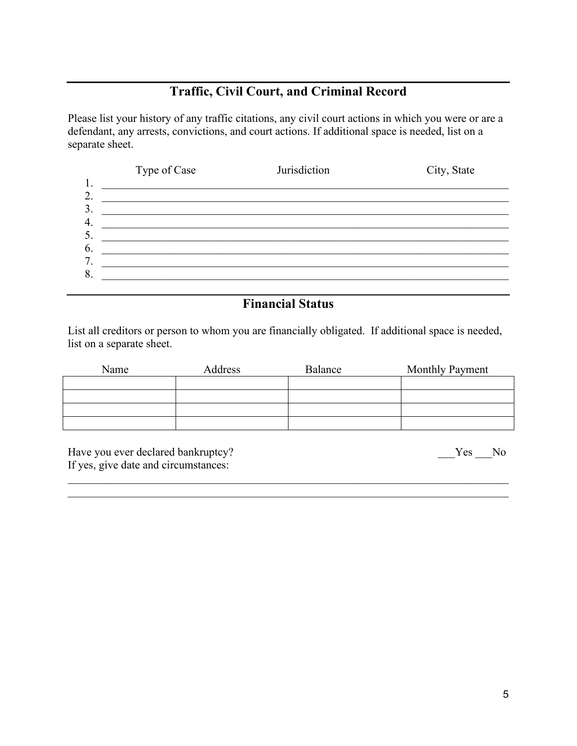## Traffic, Civil Court, and Criminal Record

Please list your history of any traffic citations, any civil court actions in which you were or are a defendant, any arrests, convictions, and court actions. If additional space is needed, list on a separate sheet.

| | Type of Case | Jurisdiction | City, State |
|---|---|---|---|
| 1. | | | |
| 2. | | | |
| 3. | | | |
| 4. | | | |
| 5. | | | |
| 6. | | | |
| 7. | | | |
| 8. | | | |

## Financial Status

List all creditors or person to whom you are financially obligated. If additional space is needed, list on a separate sheet.

| Name | Address | Balance | Monthly Payment |
|---|---|---|---|
| | | | |
| | | | |
| | | | |
| | | | |

Have you ever declared bankruptcy? ___Yes ___No

If yes, give date and circumstances:

________________________________________________________________________________

________________________________________________________________________________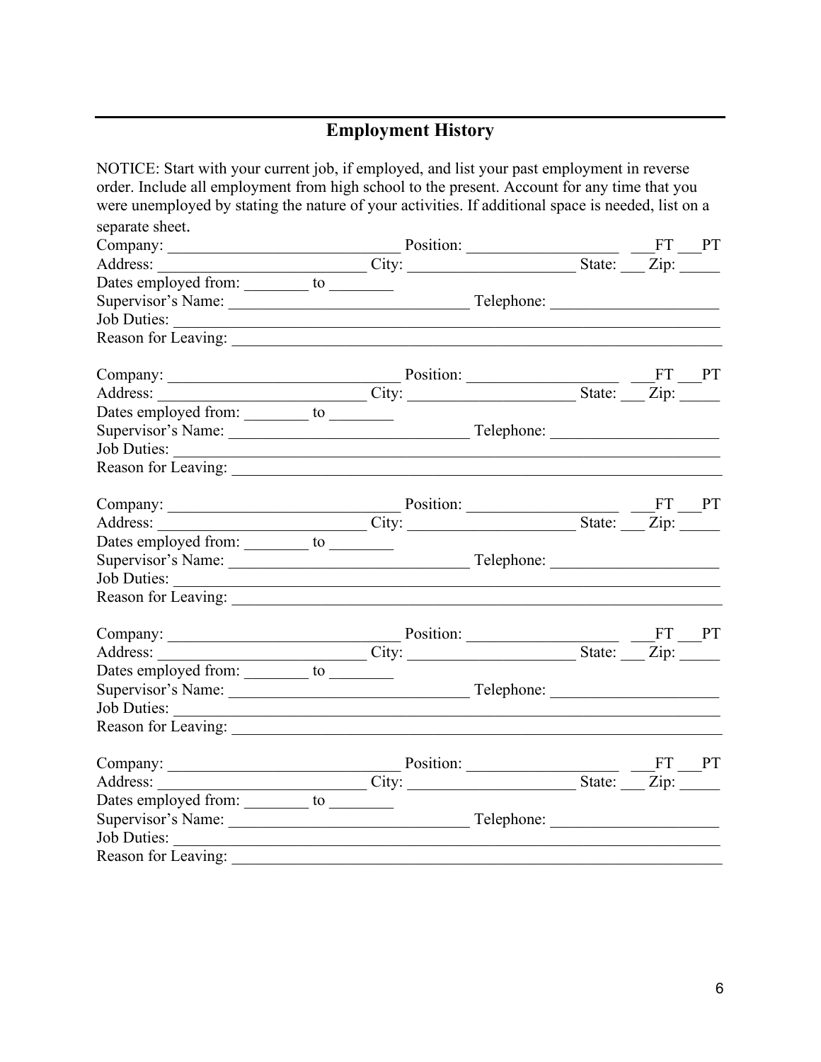## Employment History

NOTICE: Start with your current job, if employed, and list your past employment in reverse order. Include all employment from high school to the present. Account for any time that you were unemployed by stating the nature of your activities. If additional space is needed, list on a separate sheet.

Company: ____________________________ Position: __________________ ___FT ___PT
Address: _________________________ City: ____________________ State: ___ Zip: _____
Dates employed from: ________ to ________
Supervisor's Name: ______________________________ Telephone: ____________________
Job Duties: ____________________________________________________________________
Reason for Leaving: _____________________________________________________________

Company: ____________________________ Position: __________________ ___FT ___PT
Address: _________________________ City: ____________________ State: ___ Zip: _____
Dates employed from: ________ to ________
Supervisor's Name: ______________________________ Telephone: ____________________
Job Duties: ____________________________________________________________________
Reason for Leaving: _____________________________________________________________

Company: ____________________________ Position: __________________ ___FT ___PT
Address: _________________________ City: ____________________ State: ___ Zip: _____
Dates employed from: ________ to ________
Supervisor's Name: ______________________________ Telephone: ____________________
Job Duties: ____________________________________________________________________
Reason for Leaving: _____________________________________________________________

Company: ____________________________ Position: __________________ ___FT ___PT
Address: _________________________ City: ____________________ State: ___ Zip: _____
Dates employed from: ________ to ________
Supervisor's Name: ______________________________ Telephone: ____________________
Job Duties: ____________________________________________________________________
Reason for Leaving: _____________________________________________________________

Company: ____________________________ Position: __________________ ___FT ___PT
Address: _________________________ City: ____________________ State: ___ Zip: _____
Dates employed from: ________ to ________
Supervisor's Name: ______________________________ Telephone: ____________________
Job Duties: ____________________________________________________________________
Reason for Leaving: _____________________________________________________________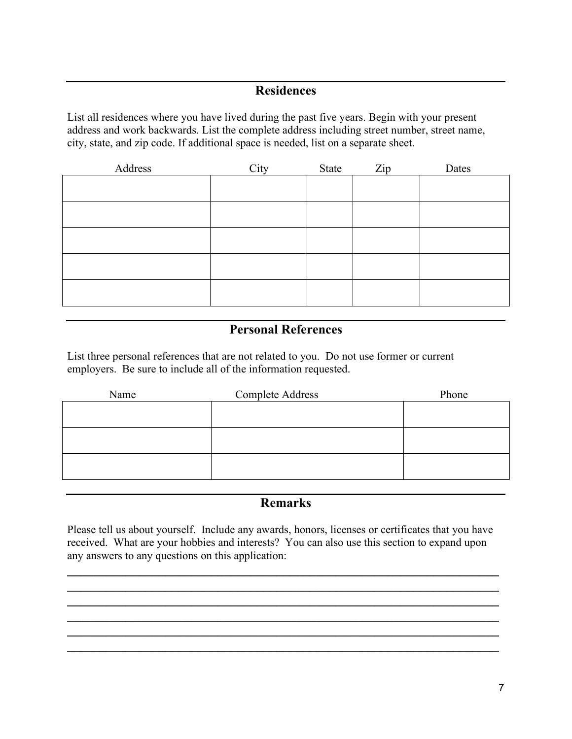## Residences

List all residences where you have lived during the past five years. Begin with your present address and work backwards. List the complete address including street number, street name, city, state, and zip code. If additional space is needed, list on a separate sheet.

| Address | City | State | Zip | Dates |
|---|---|---|---|---|
| | | | | |
| | | | | |
| | | | | |
| | | | | |
| | | | | |

## Personal References

List three personal references that are not related to you. Do not use former or current employers. Be sure to include all of the information requested.

| Name | Complete Address | Phone |
|---|---|---|
| | | |
| | | |
| | | |

## Remarks

Please tell us about yourself. Include any awards, honors, licenses or certificates that you have received. What are your hobbies and interests? You can also use this section to expand upon any answers to any questions on this application:

______________________________________________________________________________
______________________________________________________________________________
______________________________________________________________________________
______________________________________________________________________________
______________________________________________________________________________
______________________________________________________________________________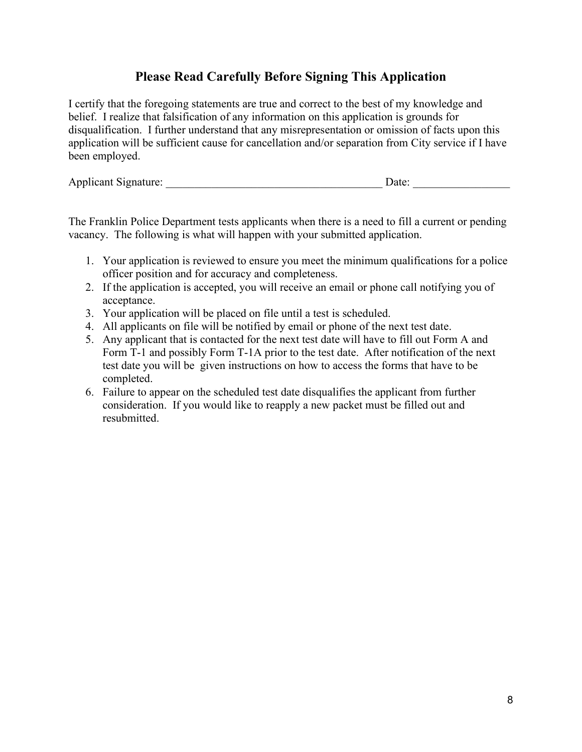## Please Read Carefully Before Signing This Application

I certify that the foregoing statements are true and correct to the best of my knowledge and belief. I realize that falsification of any information on this application is grounds for disqualification. I further understand that any misrepresentation or omission of facts upon this application will be sufficient cause for cancellation and/or separation from City service if I have been employed.

Applicant Signature: ______________________________________ Date: _________________

The Franklin Police Department tests applicants when there is a need to fill a current or pending vacancy. The following is what will happen with your submitted application.

1. Your application is reviewed to ensure you meet the minimum qualifications for a police officer position and for accuracy and completeness.
2. If the application is accepted, you will receive an email or phone call notifying you of acceptance.
3. Your application will be placed on file until a test is scheduled.
4. All applicants on file will be notified by email or phone of the next test date.
5. Any applicant that is contacted for the next test date will have to fill out Form A and Form T-1 and possibly Form T-1A prior to the test date. After notification of the next test date you will be given instructions on how to access the forms that have to be completed.
6. Failure to appear on the scheduled test date disqualifies the applicant from further consideration. If you would like to reapply a new packet must be filled out and resubmitted.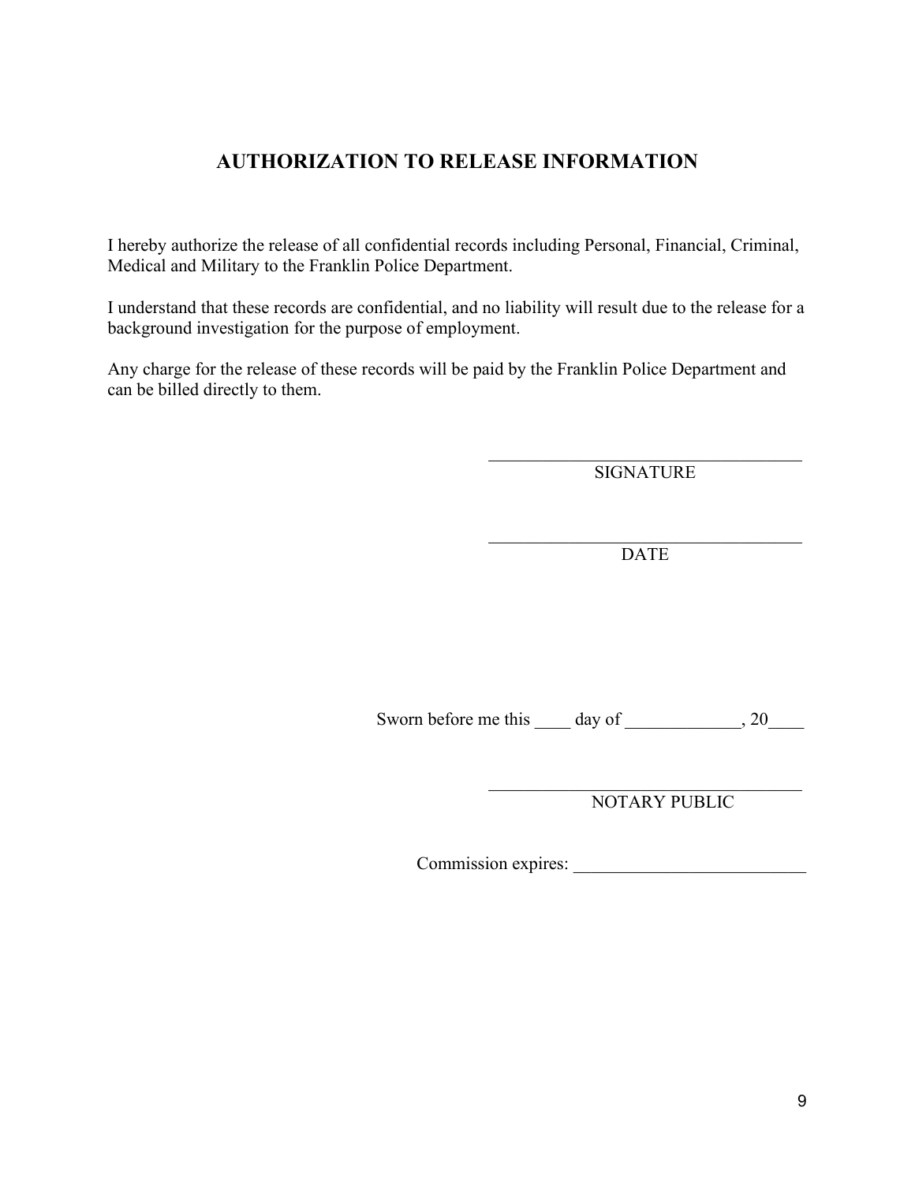## AUTHORIZATION TO RELEASE INFORMATION

I hereby authorize the release of all confidential records including Personal, Financial, Criminal, Medical and Military to the Franklin Police Department.

I understand that these records are confidential, and no liability will result due to the release for a background investigation for the purpose of employment.

Any charge for the release of these records will be paid by the Franklin Police Department and can be billed directly to them.

_____________________________________
SIGNATURE

_____________________________________
DATE

Sworn before me this ____ day of _____________, 20____

_____________________________________
NOTARY PUBLIC

Commission expires: __________________________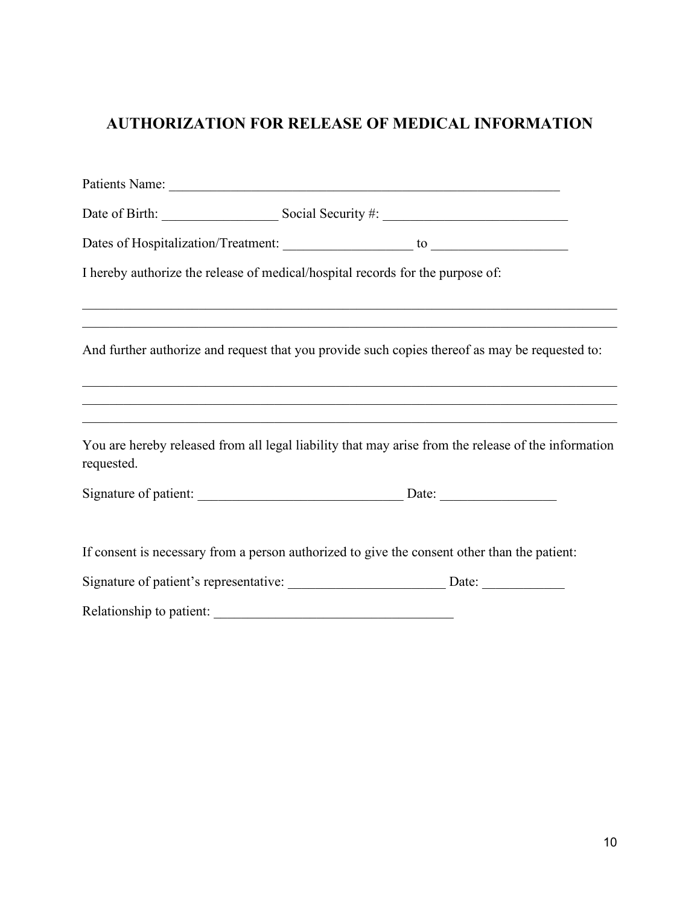## AUTHORIZATION FOR RELEASE OF MEDICAL INFORMATION

Patients Name: ___________________________________________________________

Date of Birth: _________________ Social Security #: ___________________________

Dates of Hospitalization/Treatment: ___________________ to ____________________

I hereby authorize the release of medical/hospital records for the purpose of:

_________________________________________________________________________________

_________________________________________________________________________________

And further authorize and request that you provide such copies thereof as may be requested to:

_________________________________________________________________________________

_________________________________________________________________________________

_________________________________________________________________________________

You are hereby released from all legal liability that may arise from the release of the information requested.

Signature of patient: ______________________________ Date: _________________

If consent is necessary from a person authorized to give the consent other than the patient:

Signature of patient's representative: _______________________ Date: ____________

Relationship to patient: ___________________________________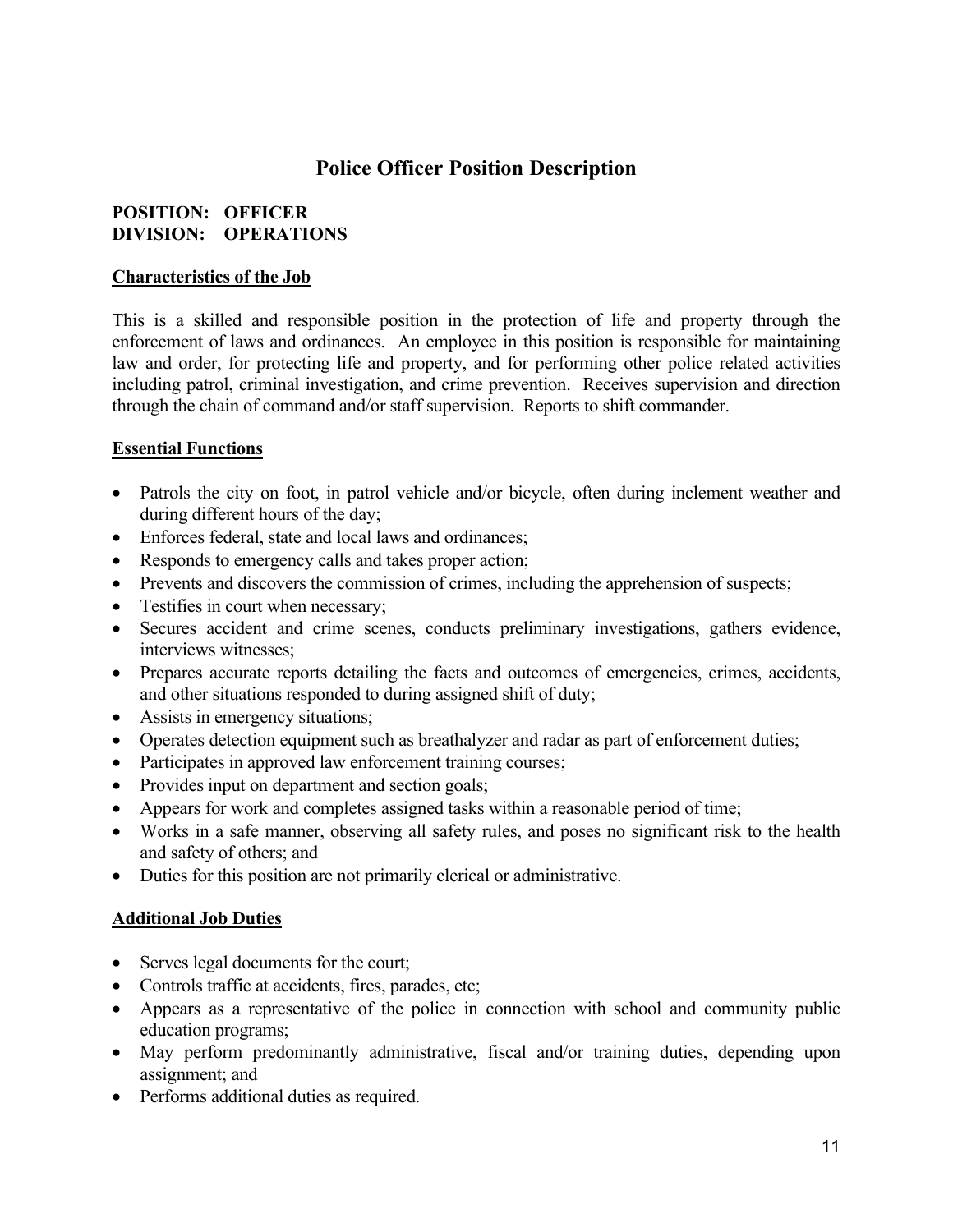# Police Officer Position Description

**POSITION: OFFICER**
**DIVISION: OPERATIONS**

## Characteristics of the Job

This is a skilled and responsible position in the protection of life and property through the enforcement of laws and ordinances. An employee in this position is responsible for maintaining law and order, for protecting life and property, and for performing other police related activities including patrol, criminal investigation, and crime prevention. Receives supervision and direction through the chain of command and/or staff supervision. Reports to shift commander.

## Essential Functions

- Patrols the city on foot, in patrol vehicle and/or bicycle, often during inclement weather and during different hours of the day;
- Enforces federal, state and local laws and ordinances;
- Responds to emergency calls and takes proper action;
- Prevents and discovers the commission of crimes, including the apprehension of suspects;
- Testifies in court when necessary;
- Secures accident and crime scenes, conducts preliminary investigations, gathers evidence, interviews witnesses;
- Prepares accurate reports detailing the facts and outcomes of emergencies, crimes, accidents, and other situations responded to during assigned shift of duty;
- Assists in emergency situations;
- Operates detection equipment such as breathalyzer and radar as part of enforcement duties;
- Participates in approved law enforcement training courses;
- Provides input on department and section goals;
- Appears for work and completes assigned tasks within a reasonable period of time;
- Works in a safe manner, observing all safety rules, and poses no significant risk to the health and safety of others; and
- Duties for this position are not primarily clerical or administrative.

## Additional Job Duties

- Serves legal documents for the court;
- Controls traffic at accidents, fires, parades, etc;
- Appears as a representative of the police in connection with school and community public education programs;
- May perform predominantly administrative, fiscal and/or training duties, depending upon assignment; and
- Performs additional duties as required.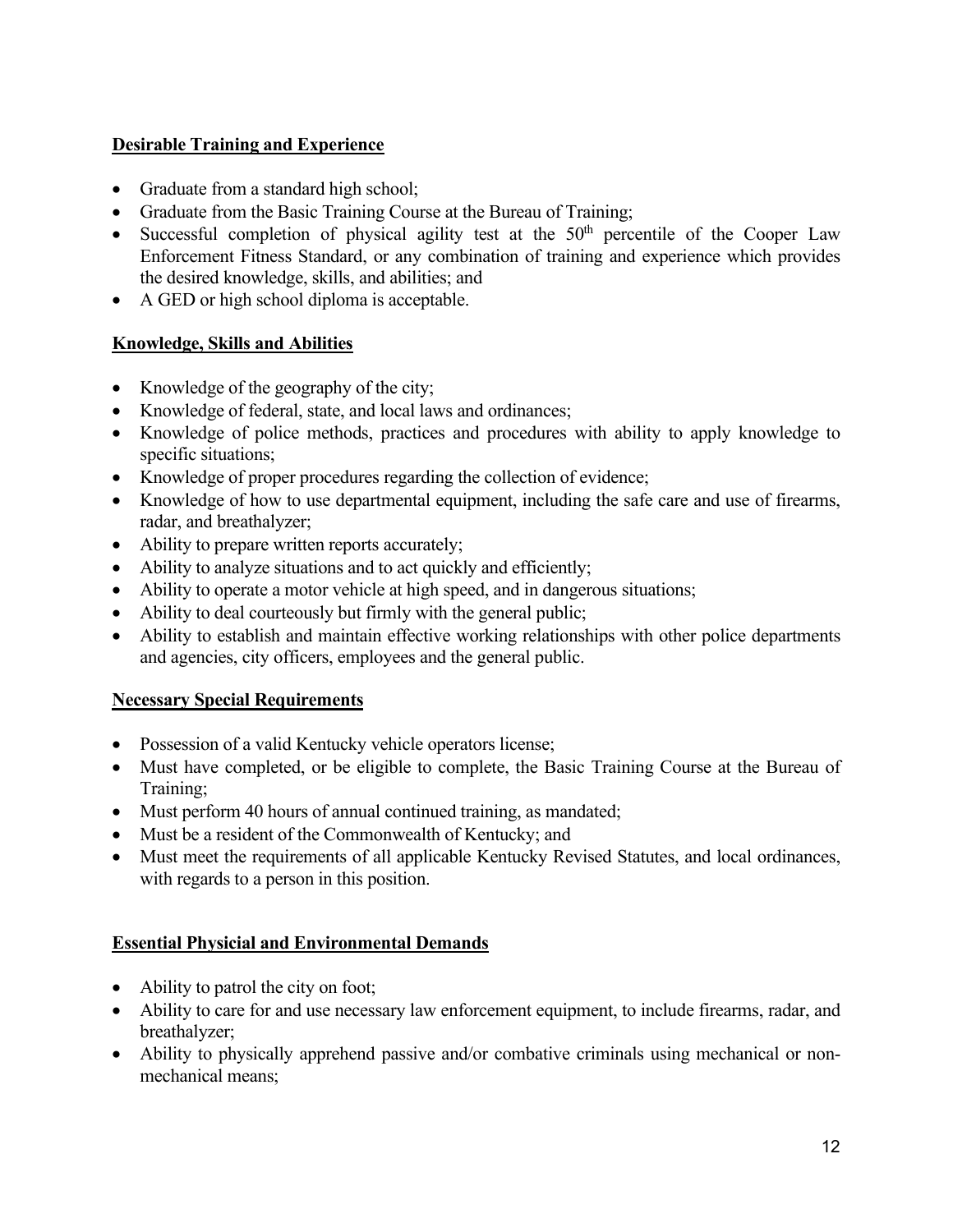**Desirable Training and Experience**

- Graduate from a standard high school;
- Graduate from the Basic Training Course at the Bureau of Training;
- Successful completion of physical agility test at the 50th percentile of the Cooper Law Enforcement Fitness Standard, or any combination of training and experience which provides the desired knowledge, skills, and abilities; and
- A GED or high school diploma is acceptable.

**Knowledge, Skills and Abilities**

- Knowledge of the geography of the city;
- Knowledge of federal, state, and local laws and ordinances;
- Knowledge of police methods, practices and procedures with ability to apply knowledge to specific situations;
- Knowledge of proper procedures regarding the collection of evidence;
- Knowledge of how to use departmental equipment, including the safe care and use of firearms, radar, and breathalyzer;
- Ability to prepare written reports accurately;
- Ability to analyze situations and to act quickly and efficiently;
- Ability to operate a motor vehicle at high speed, and in dangerous situations;
- Ability to deal courteously but firmly with the general public;
- Ability to establish and maintain effective working relationships with other police departments and agencies, city officers, employees and the general public.

**Necessary Special Requirements**

- Possession of a valid Kentucky vehicle operators license;
- Must have completed, or be eligible to complete, the Basic Training Course at the Bureau of Training;
- Must perform 40 hours of annual continued training, as mandated;
- Must be a resident of the Commonwealth of Kentucky; and
- Must meet the requirements of all applicable Kentucky Revised Statutes, and local ordinances, with regards to a person in this position.

**Essential Physicial and Environmental Demands**

- Ability to patrol the city on foot;
- Ability to care for and use necessary law enforcement equipment, to include firearms, radar, and breathalyzer;
- Ability to physically apprehend passive and/or combative criminals using mechanical or non-mechanical means;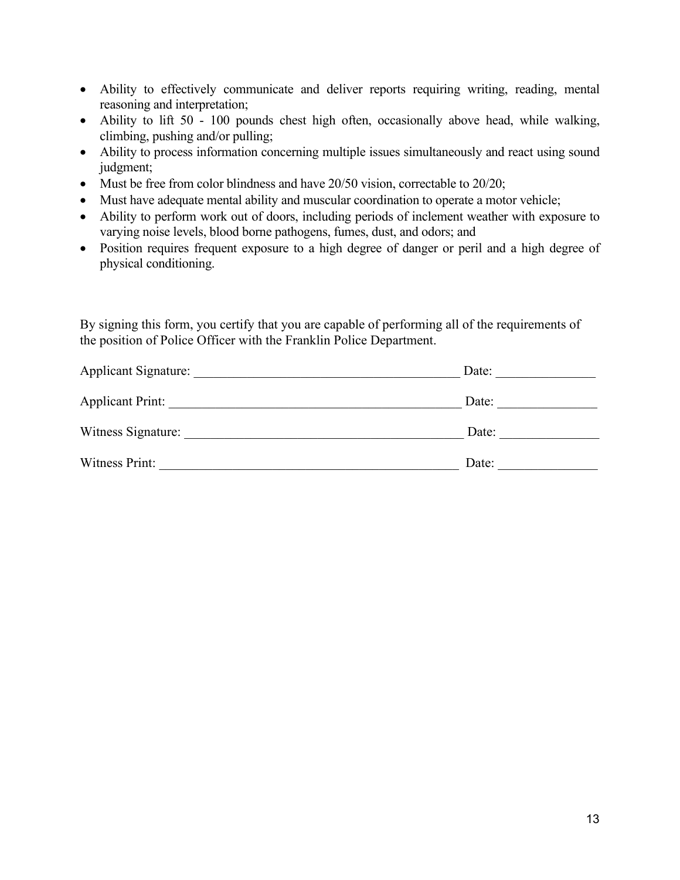- Ability to effectively communicate and deliver reports requiring writing, reading, mental reasoning and interpretation;
- Ability to lift 50 - 100 pounds chest high often, occasionally above head, while walking, climbing, pushing and/or pulling;
- Ability to process information concerning multiple issues simultaneously and react using sound judgment;
- Must be free from color blindness and have 20/50 vision, correctable to 20/20;
- Must have adequate mental ability and muscular coordination to operate a motor vehicle;
- Ability to perform work out of doors, including periods of inclement weather with exposure to varying noise levels, blood borne pathogens, fumes, dust, and odors; and
- Position requires frequent exposure to a high degree of danger or peril and a high degree of physical conditioning.

By signing this form, you certify that you are capable of performing all of the requirements of the position of Police Officer with the Franklin Police Department.

Applicant Signature: ________________________________________ Date: _______________

Applicant Print: ____________________________________________ Date: _______________

Witness Signature: __________________________________________ Date: _______________

Witness Print: ______________________________________________ Date: _______________